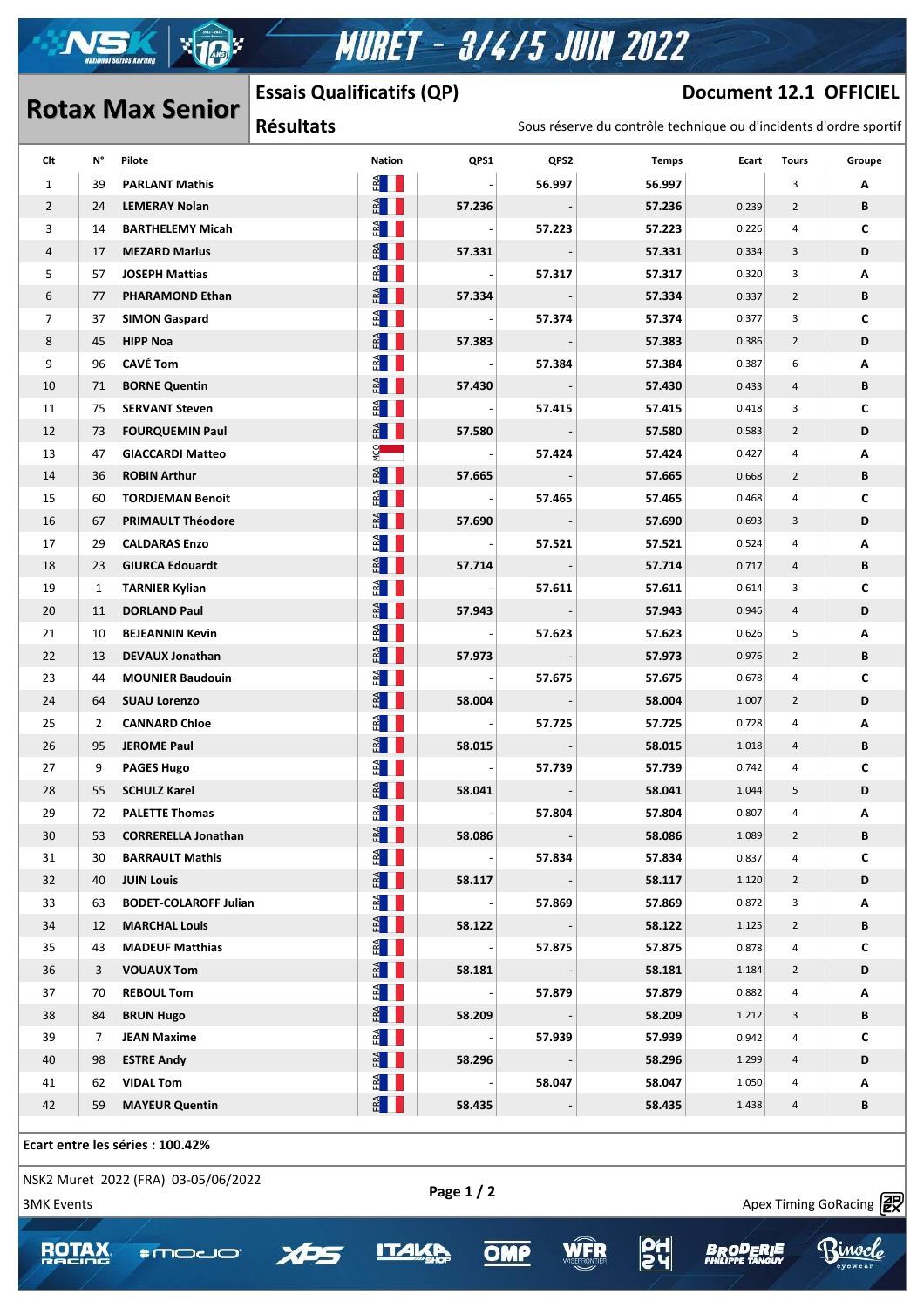# MURET - 3/4/5 JUIN 2022

## Rotax Max Senior

**Essais Qualificatifs (QP)**

**Résultats**

**Document 12.1 OFFICIEL**

Sous réserve du contrôle technique ou d'incidents d'ordre sportif

| Clt | N° | Pilote | Nation | QPS1 | QPS2 | Temps | Ecart | Tours | Groupe |
|---|---|---|---|---|---|---|---|---|---|
| 1 | 39 | **PARLANT Mathis** | FRA | - | **56.997** | **56.997** | | 3 | **A** |
| 2 | 24 | **LEMERAY Nolan** | FRA | **57.236** | - | **57.236** | 0.239 | 2 | **B** |
| 3 | 14 | **BARTHELEMY Micah** | FRA | - | **57.223** | **57.223** | 0.226 | 4 | **C** |
| 4 | 17 | **MEZARD Marius** | FRA | **57.331** | - | **57.331** | 0.334 | 3 | **D** |
| 5 | 57 | **JOSEPH Mattias** | FRA | - | **57.317** | **57.317** | 0.320 | 3 | **A** |
| 6 | 77 | **PHARAMOND Ethan** | FRA | **57.334** | - | **57.334** | 0.337 | 2 | **B** |
| 7 | 37 | **SIMON Gaspard** | FRA | - | **57.374** | **57.374** | 0.377 | 3 | **C** |
| 8 | 45 | **HIPP Noa** | FRA | **57.383** | - | **57.383** | 0.386 | 2 | **D** |
| 9 | 96 | **CAVÉ Tom** | FRA | - | **57.384** | **57.384** | 0.387 | 6 | **A** |
| 10 | 71 | **BORNE Quentin** | FRA | **57.430** | - | **57.430** | 0.433 | 4 | **B** |
| 11 | 75 | **SERVANT Steven** | FRA | - | **57.415** | **57.415** | 0.418 | 3 | **C** |
| 12 | 73 | **FOURQUEMIN Paul** | FRA | **57.580** | - | **57.580** | 0.583 | 2 | **D** |
| 13 | 47 | **GIACCARDI Matteo** | MCO | - | **57.424** | **57.424** | 0.427 | 4 | **A** |
| 14 | 36 | **ROBIN Arthur** | FRA | **57.665** | - | **57.665** | 0.668 | 2 | **B** |
| 15 | 60 | **TORDJEMAN Benoit** | FRA | - | **57.465** | **57.465** | 0.468 | 4 | **C** |
| 16 | 67 | **PRIMAULT Théodore** | FRA | **57.690** | - | **57.690** | 0.693 | 3 | **D** |
| 17 | 29 | **CALDARAS Enzo** | FRA | - | **57.521** | **57.521** | 0.524 | 4 | **A** |
| 18 | 23 | **GIURCA Edouardt** | FRA | **57.714** | - | **57.714** | 0.717 | 4 | **B** |
| 19 | 1 | **TARNIER Kylian** | FRA | - | **57.611** | **57.611** | 0.614 | 3 | **C** |
| 20 | 11 | **DORLAND Paul** | FRA | **57.943** | - | **57.943** | 0.946 | 4 | **D** |
| 21 | 10 | **BEJEANNIN Kevin** | FRA | - | **57.623** | **57.623** | 0.626 | 5 | **A** |
| 22 | 13 | **DEVAUX Jonathan** | FRA | **57.973** | - | **57.973** | 0.976 | 2 | **B** |
| 23 | 44 | **MOUNIER Baudouin** | FRA | - | **57.675** | **57.675** | 0.678 | 4 | **C** |
| 24 | 64 | **SUAU Lorenzo** | FRA | **58.004** | - | **58.004** | 1.007 | 2 | **D** |
| 25 | 2 | **CANNARD Chloe** | FRA | - | **57.725** | **57.725** | 0.728 | 4 | **A** |
| 26 | 95 | **JEROME Paul** | FRA | **58.015** | - | **58.015** | 1.018 | 4 | **B** |
| 27 | 9 | **PAGES Hugo** | FRA | - | **57.739** | **57.739** | 0.742 | 4 | **C** |
| 28 | 55 | **SCHULZ Karel** | FRA | **58.041** | - | **58.041** | 1.044 | 5 | **D** |
| 29 | 72 | **PALETTE Thomas** | FRA | - | **57.804** | **57.804** | 0.807 | 4 | **A** |
| 30 | 53 | **CORRERELLA Jonathan** | FRA | **58.086** | - | **58.086** | 1.089 | 2 | **B** |
| 31 | 30 | **BARRAULT Mathis** | FRA | - | **57.834** | **57.834** | 0.837 | 4 | **C** |
| 32 | 40 | **JUIN Louis** | FRA | **58.117** | - | **58.117** | 1.120 | 2 | **D** |
| 33 | 63 | **BODET-COLAROFF Julian** | FRA | - | **57.869** | **57.869** | 0.872 | 3 | **A** |
| 34 | 12 | **MARCHAL Louis** | FRA | **58.122** | - | **58.122** | 1.125 | 2 | **B** |
| 35 | 43 | **MADEUF Matthias** | FRA | - | **57.875** | **57.875** | 0.878 | 4 | **C** |
| 36 | 3 | **VOUAUX Tom** | FRA | **58.181** | - | **58.181** | 1.184 | 2 | **D** |
| 37 | 70 | **REBOUL Tom** | FRA | - | **57.879** | **57.879** | 0.882 | 4 | **A** |
| 38 | 84 | **BRUN Hugo** | FRA | **58.209** | - | **58.209** | 1.212 | 3 | **B** |
| 39 | 7 | **JEAN Maxime** | FRA | - | **57.939** | **57.939** | 0.942 | 4 | **C** |
| 40 | 98 | **ESTRE Andy** | FRA | **58.296** | - | **58.296** | 1.299 | 4 | **D** |
| 41 | 62 | **VIDAL Tom** | FRA | - | **58.047** | **58.047** | 1.050 | 4 | **A** |
| 42 | 59 | **MAYEUR Quentin** | FRA | **58.435** | - | **58.435** | 1.438 | 4 | **B** |

**Ecart entre les séries : 100.42%**

NSK2 Muret 2022 (FRA) 03-05/06/2022

3MK Events

Apex Timing GoRacing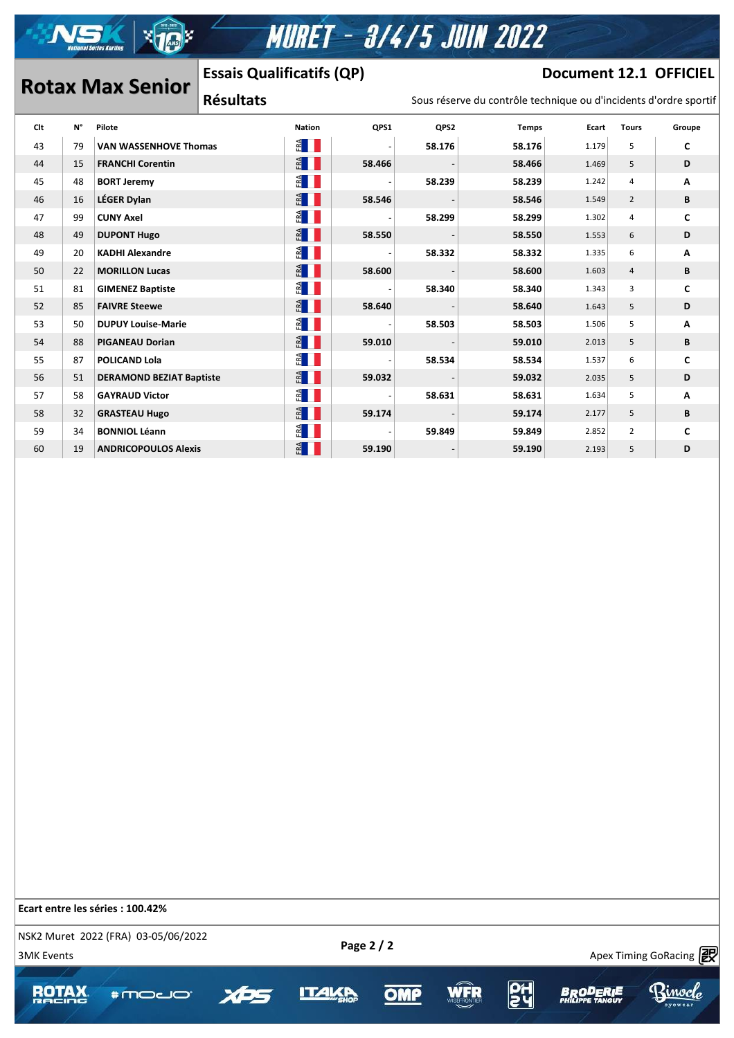# Rotax Max Senior

## Essais Qualificatifs (QP)

## Résultats

**Document 12.1 OFFICIEL**

Sous réserve du contrôle technique ou d'incidents d'ordre sportif

| Clt | N° | Pilote | Nation | QPS1 | QPS2 | Temps | Ecart | Tours | Groupe |
|---|---|---|---|---|---|---|---|---|---|
| 43 | 79 | VAN WASSENHOVE Thomas | FRA | - | 58.176 | 58.176 | 1.179 | 5 | C |
| 44 | 15 | FRANCHI Corentin | FRA | 58.466 | - | 58.466 | 1.469 | 5 | D |
| 45 | 48 | BORT Jeremy | FRA | - | 58.239 | 58.239 | 1.242 | 4 | A |
| 46 | 16 | LÉGER Dylan | FRA | 58.546 | - | 58.546 | 1.549 | 2 | B |
| 47 | 99 | CUNY Axel | FRA | - | 58.299 | 58.299 | 1.302 | 4 | C |
| 48 | 49 | DUPONT Hugo | FRA | 58.550 | - | 58.550 | 1.553 | 6 | D |
| 49 | 20 | KADHI Alexandre | FRA | - | 58.332 | 58.332 | 1.335 | 6 | A |
| 50 | 22 | MORILLON Lucas | FRA | 58.600 | - | 58.600 | 1.603 | 4 | B |
| 51 | 81 | GIMENEZ Baptiste | FRA | - | 58.340 | 58.340 | 1.343 | 3 | C |
| 52 | 85 | FAIVRE Steewe | FRA | 58.640 | - | 58.640 | 1.643 | 5 | D |
| 53 | 50 | DUPUY Louise-Marie | FRA | - | 58.503 | 58.503 | 1.506 | 5 | A |
| 54 | 88 | PIGANEAU Dorian | FRA | 59.010 | - | 59.010 | 2.013 | 5 | B |
| 55 | 87 | POLICAND Lola | FRA | - | 58.534 | 58.534 | 1.537 | 6 | C |
| 56 | 51 | DERAMOND BEZIAT Baptiste | FRA | 59.032 | - | 59.032 | 2.035 | 5 | D |
| 57 | 58 | GAYRAUD Victor | FRA | - | 58.631 | 58.631 | 1.634 | 5 | A |
| 58 | 32 | GRASTEAU Hugo | FRA | 59.174 | - | 59.174 | 2.177 | 5 | B |
| 59 | 34 | BONNIOL Léann | FRA | - | 59.849 | 59.849 | 2.852 | 2 | C |
| 60 | 19 | ANDRICOPOULOS Alexis | FRA | 59.190 | - | 59.190 | 2.193 | 5 | D |

**Ecart entre les séries : 100.42%**

NSK2 Muret 2022 (FRA) 03-05/06/2022

3MK Events

Apex Timing GoRacing